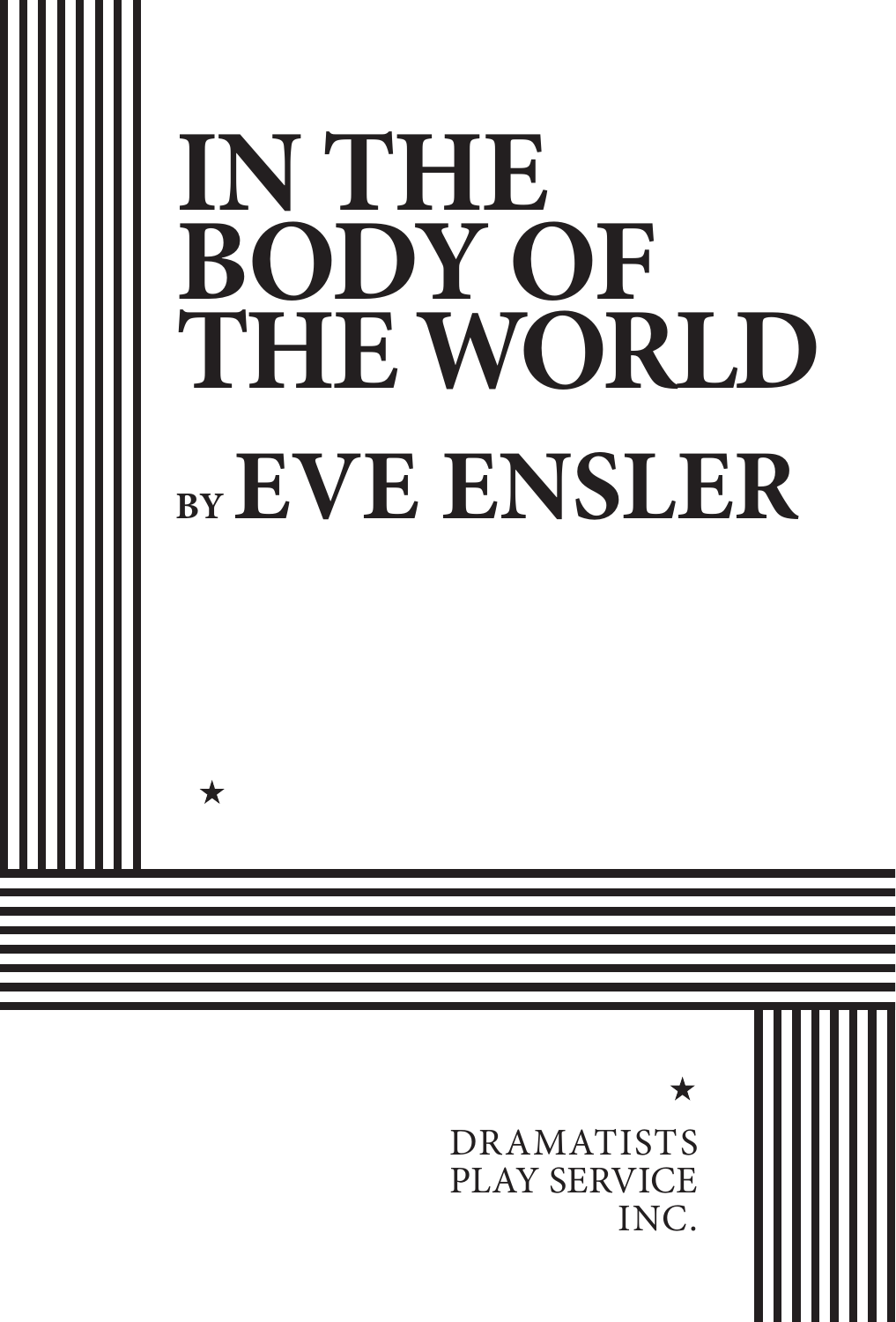# IN THE BODY OF THE WORLD

## BY EVE ENSLER

★

★

DRAMATISTS PLAY SERVICE INC.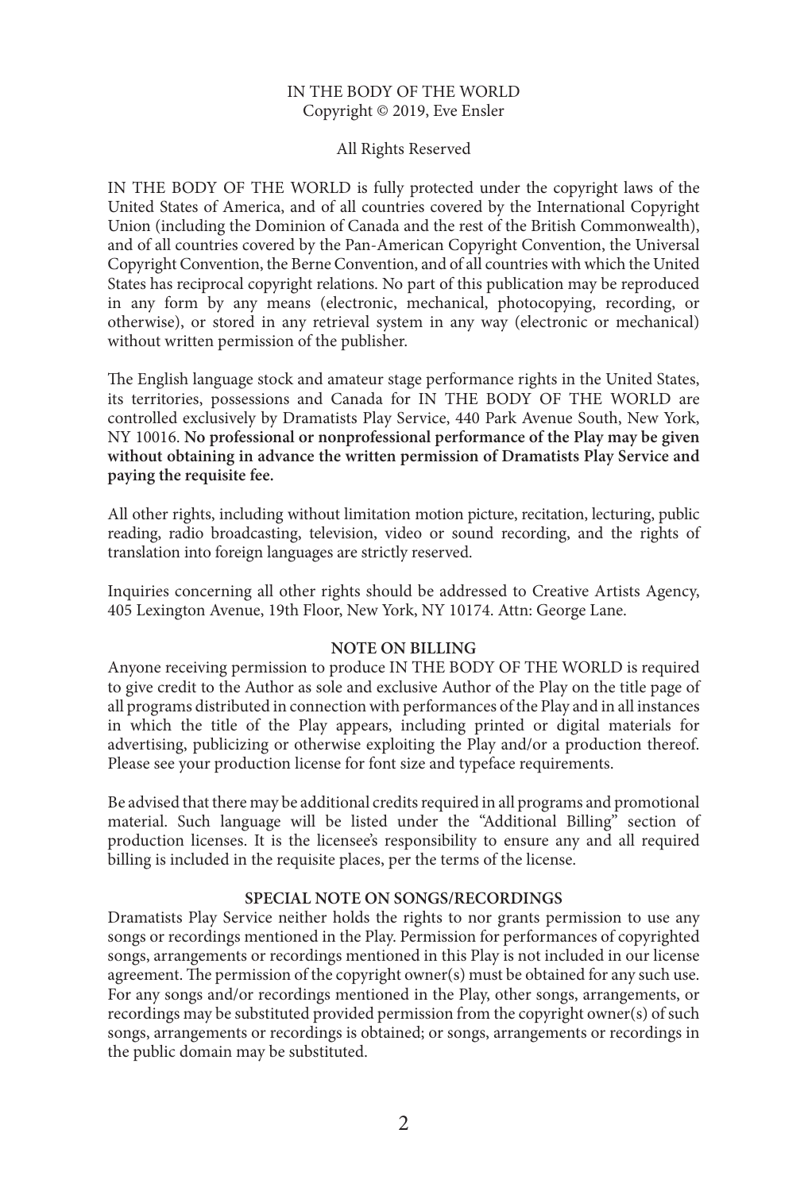IN THE BODY OF THE WORLD
Copyright © 2019, Eve Ensler

All Rights Reserved

IN THE BODY OF THE WORLD is fully protected under the copyright laws of the United States of America, and of all countries covered by the International Copyright Union (including the Dominion of Canada and the rest of the British Commonwealth), and of all countries covered by the Pan-American Copyright Convention, the Universal Copyright Convention, the Berne Convention, and of all countries with which the United States has reciprocal copyright relations. No part of this publication may be reproduced in any form by any means (electronic, mechanical, photocopying, recording, or otherwise), or stored in any retrieval system in any way (electronic or mechanical) without written permission of the publisher.

The English language stock and amateur stage performance rights in the United States, its territories, possessions and Canada for IN THE BODY OF THE WORLD are controlled exclusively by Dramatists Play Service, 440 Park Avenue South, New York, NY 10016. **No professional or nonprofessional performance of the Play may be given without obtaining in advance the written permission of Dramatists Play Service and paying the requisite fee.**

All other rights, including without limitation motion picture, recitation, lecturing, public reading, radio broadcasting, television, video or sound recording, and the rights of translation into foreign languages are strictly reserved.

Inquiries concerning all other rights should be addressed to Creative Artists Agency, 405 Lexington Avenue, 19th Floor, New York, NY 10174. Attn: George Lane.

**NOTE ON BILLING**

Anyone receiving permission to produce IN THE BODY OF THE WORLD is required to give credit to the Author as sole and exclusive Author of the Play on the title page of all programs distributed in connection with performances of the Play and in all instances in which the title of the Play appears, including printed or digital materials for advertising, publicizing or otherwise exploiting the Play and/or a production thereof. Please see your production license for font size and typeface requirements.

Be advised that there may be additional credits required in all programs and promotional material. Such language will be listed under the "Additional Billing" section of production licenses. It is the licensee's responsibility to ensure any and all required billing is included in the requisite places, per the terms of the license.

**SPECIAL NOTE ON SONGS/RECORDINGS**

Dramatists Play Service neither holds the rights to nor grants permission to use any songs or recordings mentioned in the Play. Permission for performances of copyrighted songs, arrangements or recordings mentioned in this Play is not included in our license agreement. The permission of the copyright owner(s) must be obtained for any such use. For any songs and/or recordings mentioned in the Play, other songs, arrangements, or recordings may be substituted provided permission from the copyright owner(s) of such songs, arrangements or recordings is obtained; or songs, arrangements or recordings in the public domain may be substituted.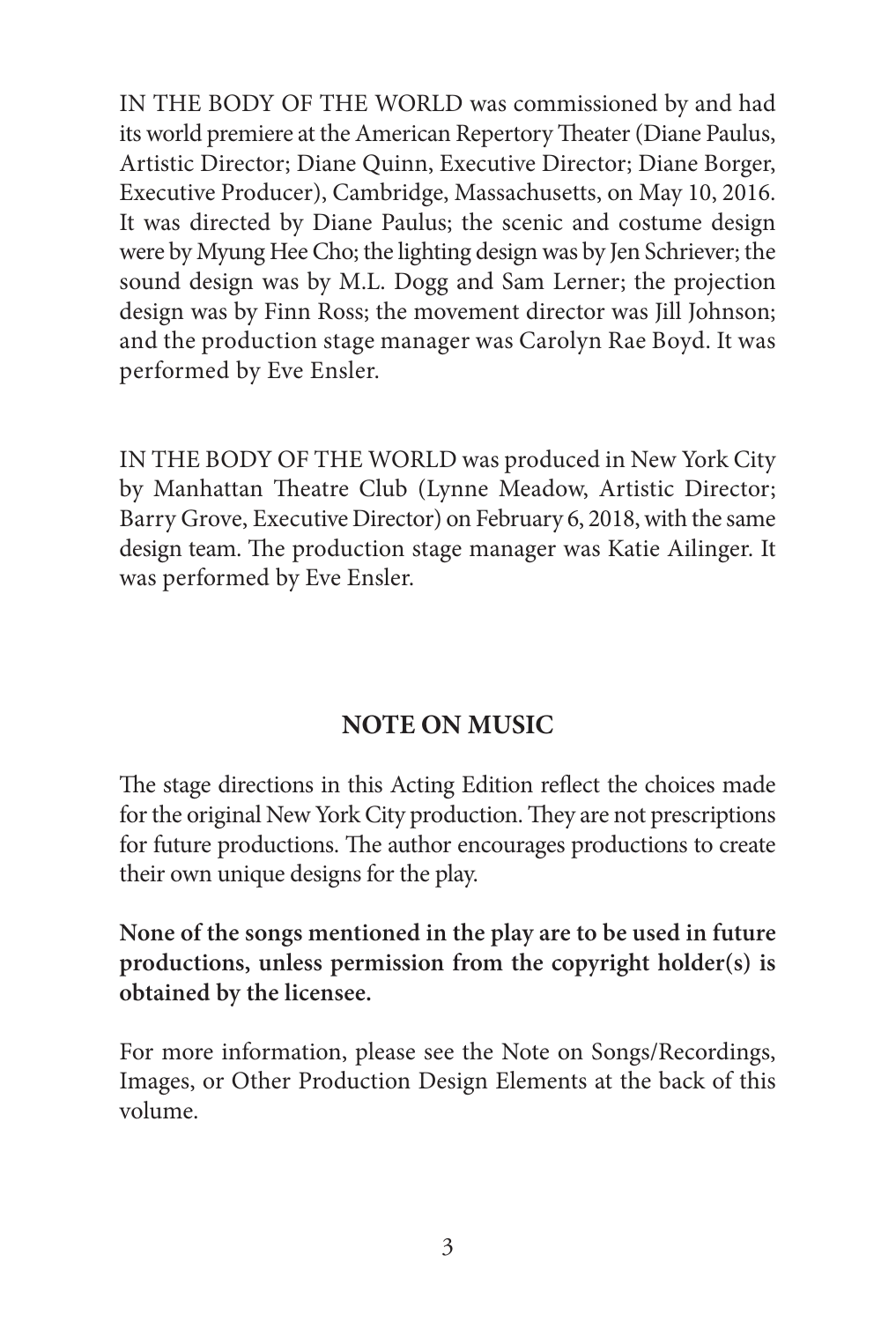IN THE BODY OF THE WORLD was commissioned by and had its world premiere at the American Repertory Theater (Diane Paulus, Artistic Director; Diane Quinn, Executive Director; Diane Borger, Executive Producer), Cambridge, Massachusetts, on May 10, 2016. It was directed by Diane Paulus; the scenic and costume design were by Myung Hee Cho; the lighting design was by Jen Schriever; the sound design was by M.L. Dogg and Sam Lerner; the projection design was by Finn Ross; the movement director was Jill Johnson; and the production stage manager was Carolyn Rae Boyd. It was performed by Eve Ensler.

IN THE BODY OF THE WORLD was produced in New York City by Manhattan Theatre Club (Lynne Meadow, Artistic Director; Barry Grove, Executive Director) on February 6, 2018, with the same design team. The production stage manager was Katie Ailinger. It was performed by Eve Ensler.

## NOTE ON MUSIC

The stage directions in this Acting Edition reflect the choices made for the original New York City production. They are not prescriptions for future productions. The author encourages productions to create their own unique designs for the play.

**None of the songs mentioned in the play are to be used in future productions, unless permission from the copyright holder(s) is obtained by the licensee.**

For more information, please see the Note on Songs/Recordings, Images, or Other Production Design Elements at the back of this volume.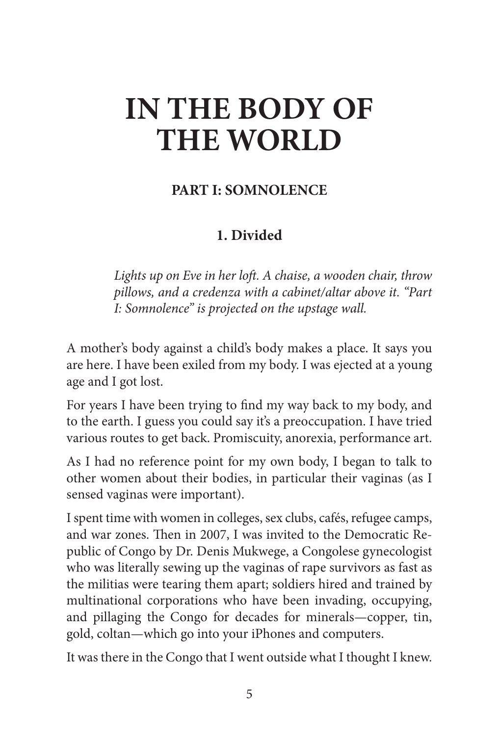# IN THE BODY OF THE WORLD

## PART I: SOMNOLENCE

### 1. Divided

> *Lights up on Eve in her loft. A chaise, a wooden chair, throw pillows, and a credenza with a cabinet/altar above it. "Part I: Somnolence" is projected on the upstage wall.*

A mother's body against a child's body makes a place. It says you are here. I have been exiled from my body. I was ejected at a young age and I got lost.

For years I have been trying to find my way back to my body, and to the earth. I guess you could say it's a preoccupation. I have tried various routes to get back. Promiscuity, anorexia, performance art.

As I had no reference point for my own body, I began to talk to other women about their bodies, in particular their vaginas (as I sensed vaginas were important).

I spent time with women in colleges, sex clubs, cafés, refugee camps, and war zones. Then in 2007, I was invited to the Democratic Republic of Congo by Dr. Denis Mukwege, a Congolese gynecologist who was literally sewing up the vaginas of rape survivors as fast as the militias were tearing them apart; soldiers hired and trained by multinational corporations who have been invading, occupying, and pillaging the Congo for decades for minerals—copper, tin, gold, coltan—which go into your iPhones and computers.

It was there in the Congo that I went outside what I thought I knew.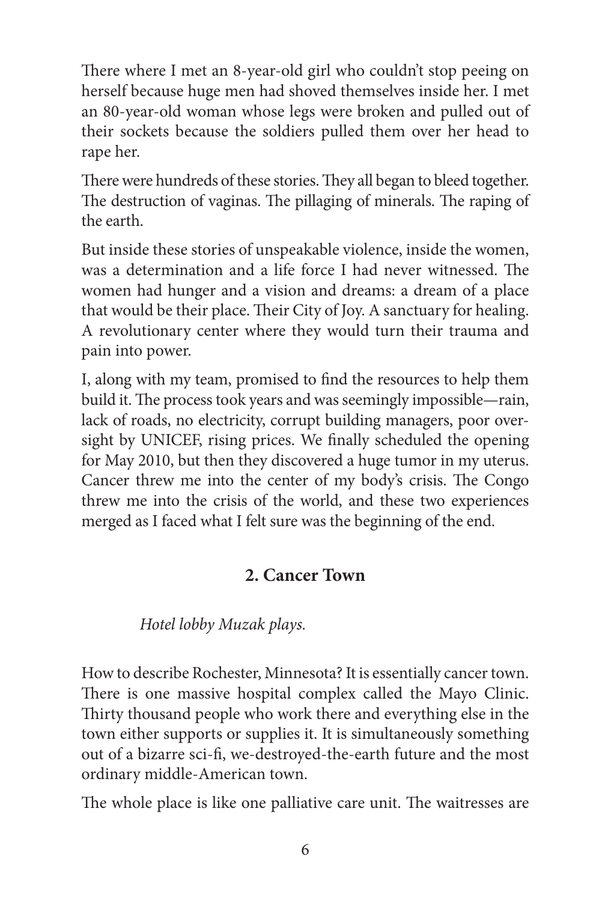There where I met an 8-year-old girl who couldn't stop peeing on herself because huge men had shoved themselves inside her. I met an 80-year-old woman whose legs were broken and pulled out of their sockets because the soldiers pulled them over her head to rape her.

There were hundreds of these stories. They all began to bleed together. The destruction of vaginas. The pillaging of minerals. The raping of the earth.

But inside these stories of unspeakable violence, inside the women, was a determination and a life force I had never witnessed. The women had hunger and a vision and dreams: a dream of a place that would be their place. Their City of Joy. A sanctuary for healing. A revolutionary center where they would turn their trauma and pain into power.

I, along with my team, promised to find the resources to help them build it. The process took years and was seemingly impossible—rain, lack of roads, no electricity, corrupt building managers, poor oversight by UNICEF, rising prices. We finally scheduled the opening for May 2010, but then they discovered a huge tumor in my uterus. Cancer threw me into the center of my body's crisis. The Congo threw me into the crisis of the world, and these two experiences merged as I faced what I felt sure was the beginning of the end.

## 2. Cancer Town

*Hotel lobby Muzak plays.*

How to describe Rochester, Minnesota? It is essentially cancer town. There is one massive hospital complex called the Mayo Clinic. Thirty thousand people who work there and everything else in the town either supports or supplies it. It is simultaneously something out of a bizarre sci-fi, we-destroyed-the-earth future and the most ordinary middle-American town.

The whole place is like one palliative care unit. The waitresses are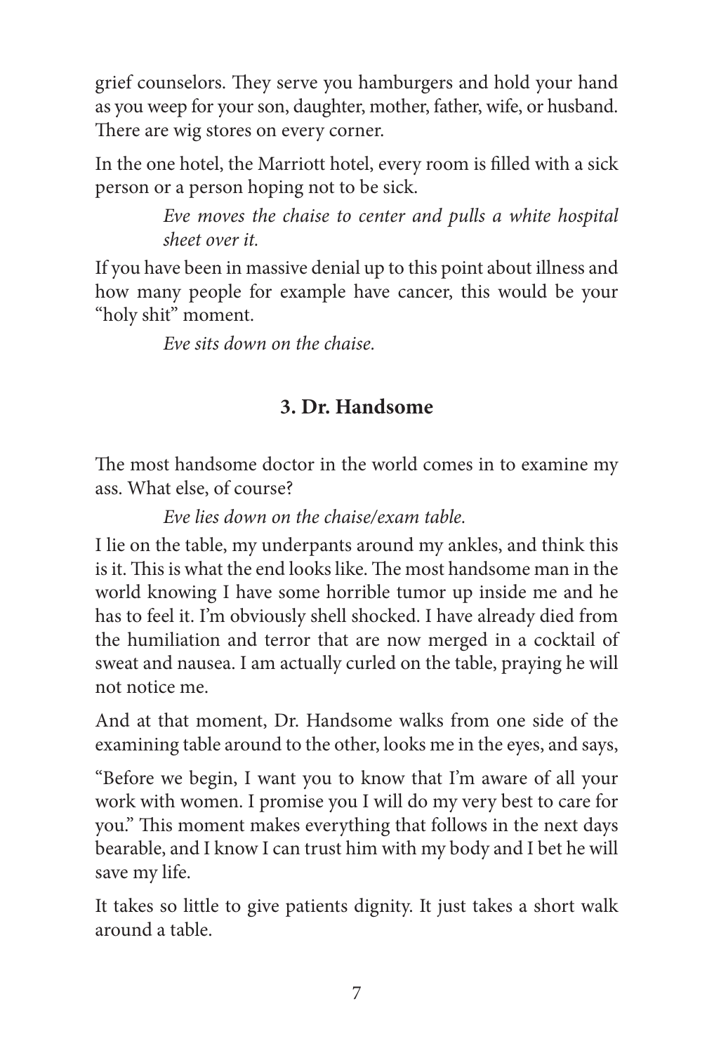grief counselors. They serve you hamburgers and hold your hand as you weep for your son, daughter, mother, father, wife, or husband. There are wig stores on every corner.

In the one hotel, the Marriott hotel, every room is filled with a sick person or a person hoping not to be sick.

> *Eve moves the chaise to center and pulls a white hospital sheet over it.*

If you have been in massive denial up to this point about illness and how many people for example have cancer, this would be your "holy shit" moment.

> *Eve sits down on the chaise.*

### 3. Dr. Handsome

The most handsome doctor in the world comes in to examine my ass. What else, of course?

> *Eve lies down on the chaise/exam table.*

I lie on the table, my underpants around my ankles, and think this is it. This is what the end looks like. The most handsome man in the world knowing I have some horrible tumor up inside me and he has to feel it. I'm obviously shell shocked. I have already died from the humiliation and terror that are now merged in a cocktail of sweat and nausea. I am actually curled on the table, praying he will not notice me.

And at that moment, Dr. Handsome walks from one side of the examining table around to the other, looks me in the eyes, and says,

"Before we begin, I want you to know that I'm aware of all your work with women. I promise you I will do my very best to care for you." This moment makes everything that follows in the next days bearable, and I know I can trust him with my body and I bet he will save my life.

It takes so little to give patients dignity. It just takes a short walk around a table.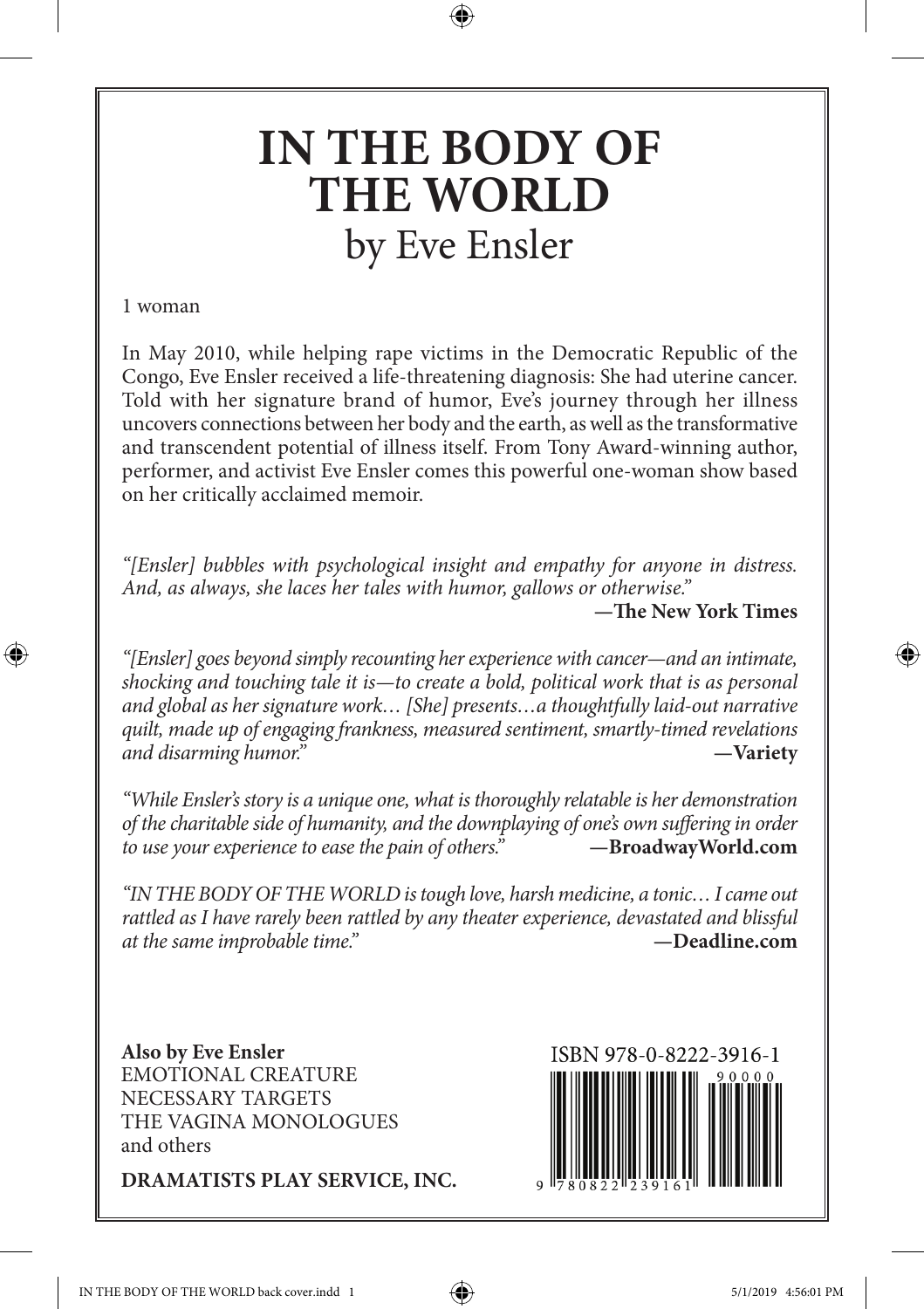# IN THE BODY OF THE WORLD

## by Eve Ensler

1 woman

In May 2010, while helping rape victims in the Democratic Republic of the Congo, Eve Ensler received a life-threatening diagnosis: She had uterine cancer. Told with her signature brand of humor, Eve's journey through her illness uncovers connections between her body and the earth, as well as the transformative and transcendent potential of illness itself. From Tony Award-winning author, performer, and activist Eve Ensler comes this powerful one-woman show based on her critically acclaimed memoir.

*"[Ensler] bubbles with psychological insight and empathy for anyone in distress. And, as always, she laces her tales with humor, gallows or otherwise."*
**—The New York Times**

*"[Ensler] goes beyond simply recounting her experience with cancer—and an intimate, shocking and touching tale it is—to create a bold, political work that is as personal and global as her signature work… [She] presents…a thoughtfully laid-out narrative quilt, made up of engaging frankness, measured sentiment, smartly-timed revelations and disarming humor."*
**—Variety**

*"While Ensler's story is a unique one, what is thoroughly relatable is her demonstration of the charitable side of humanity, and the downplaying of one's own suffering in order to use your experience to ease the pain of others."*
**—BroadwayWorld.com**

*"IN THE BODY OF THE WORLD is tough love, harsh medicine, a tonic… I came out rattled as I have rarely been rattled by any theater experience, devastated and blissful at the same improbable time."*
**—Deadline.com**

**Also by Eve Ensler**
EMOTIONAL CREATURE
NECESSARY TARGETS
THE VAGINA MONOLOGUES
and others

**DRAMATISTS PLAY SERVICE, INC.**

ISBN 978-0-8222-3916-1